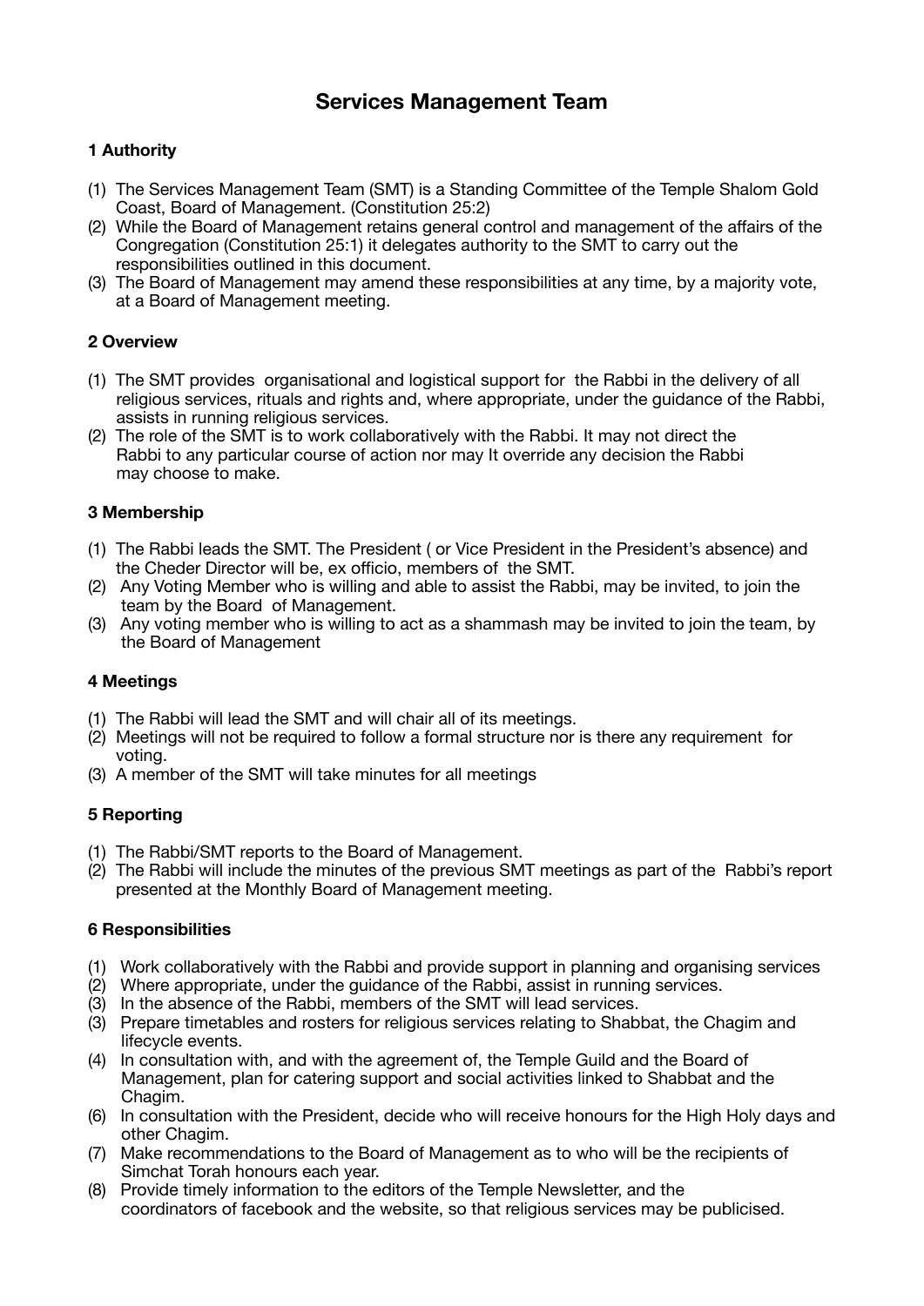# Services Management Team

## 1 Authority

(1) The Services Management Team (SMT) is a Standing Committee of the Temple Shalom Gold Coast, Board of Management. (Constitution 25:2)
(2) While the Board of Management retains general control and management of the affairs of the Congregation (Constitution 25:1) it delegates authority to the SMT to carry out the responsibilities outlined in this document.
(3) The Board of Management may amend these responsibilities at any time, by a majority vote, at a Board of Management meeting.

## 2 Overview

(1) The SMT provides organisational and logistical support for the Rabbi in the delivery of all religious services, rituals and rights and, where appropriate, under the guidance of the Rabbi, assists in running religious services.
(2) The role of the SMT is to work collaboratively with the Rabbi. It may not direct the Rabbi to any particular course of action nor may It override any decision the Rabbi may choose to make.

## 3 Membership

(1) The Rabbi leads the SMT. The President ( or Vice President in the President's absence) and the Cheder Director will be, ex officio, members of the SMT.
(2) Any Voting Member who is willing and able to assist the Rabbi, may be invited, to join the team by the Board of Management.
(3) Any voting member who is willing to act as a shammash may be invited to join the team, by the Board of Management

## 4 Meetings

(1) The Rabbi will lead the SMT and will chair all of its meetings.
(2) Meetings will not be required to follow a formal structure nor is there any requirement for voting.
(3) A member of the SMT will take minutes for all meetings

## 5 Reporting

(1) The Rabbi/SMT reports to the Board of Management.
(2) The Rabbi will include the minutes of the previous SMT meetings as part of the Rabbi's report presented at the Monthly Board of Management meeting.

## 6 Responsibilities

(1) Work collaboratively with the Rabbi and provide support in planning and organising services
(2) Where appropriate, under the guidance of the Rabbi, assist in running services.
(3) In the absence of the Rabbi, members of the SMT will lead services.
(3) Prepare timetables and rosters for religious services relating to Shabbat, the Chagim and lifecycle events.
(4) In consultation with, and with the agreement of, the Temple Guild and the Board of Management, plan for catering support and social activities linked to Shabbat and the Chagim.
(6) In consultation with the President, decide who will receive honours for the High Holy days and other Chagim.
(7) Make recommendations to the Board of Management as to who will be the recipients of Simchat Torah honours each year.
(8) Provide timely information to the editors of the Temple Newsletter, and the coordinators of facebook and the website, so that religious services may be publicised.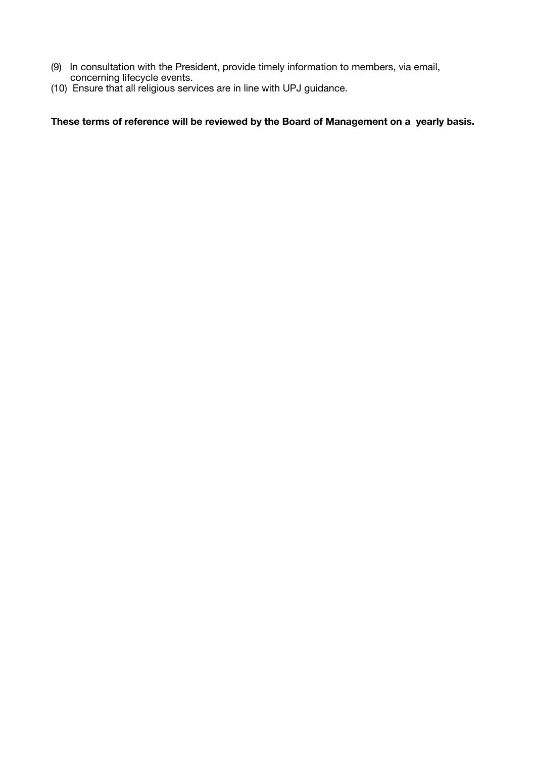(9) In consultation with the President, provide timely information to members, via email, concerning lifecycle events.
(10) Ensure that all religious services are in line with UPJ guidance.

**These terms of reference will be reviewed by the Board of Management on a yearly basis.**